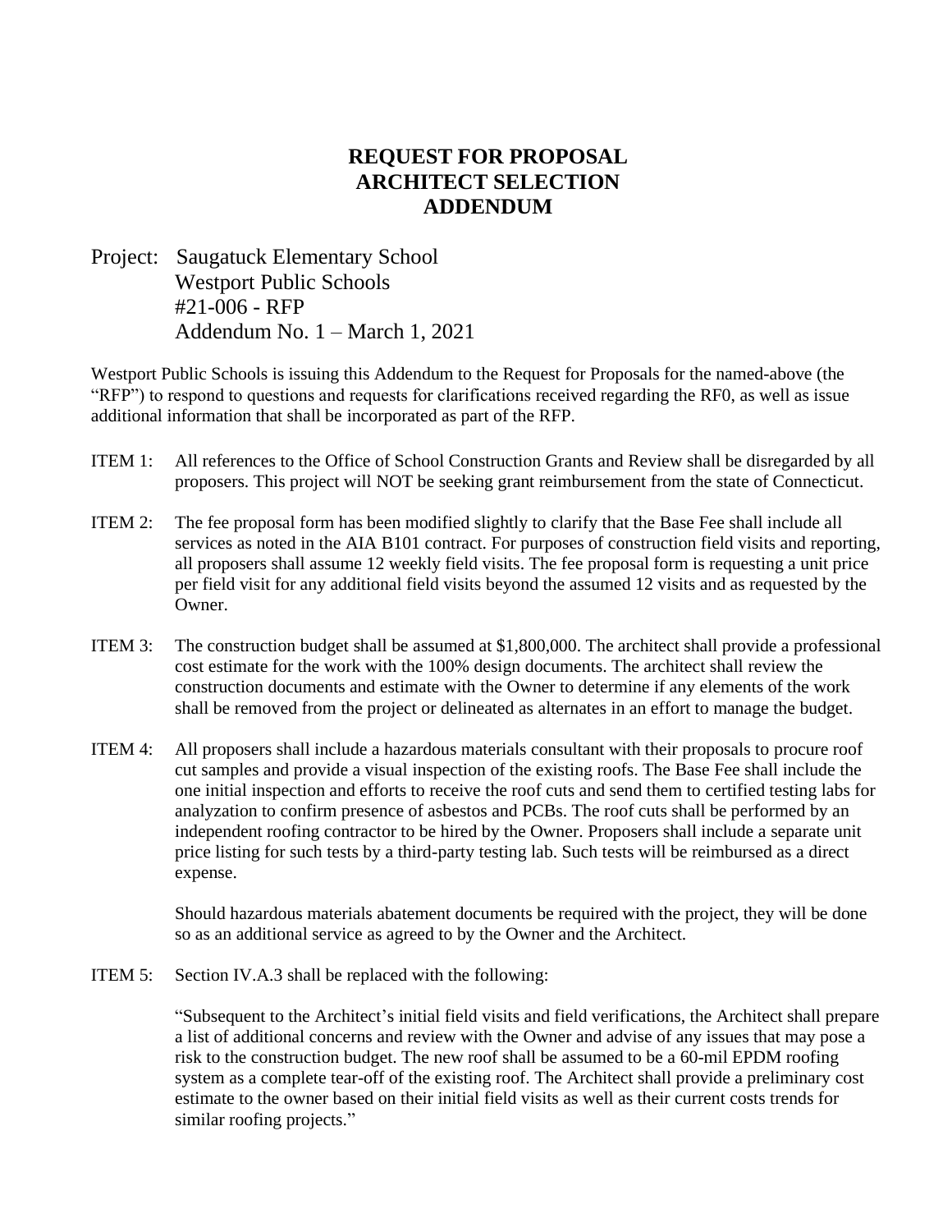# REQUEST FOR PROPOSAL
# ARCHITECT SELECTION
# ADDENDUM

Project: Saugatuck Elementary School
Westport Public Schools
#21-006 - RFP
Addendum No. 1 – March 1, 2021

Westport Public Schools is issuing this Addendum to the Request for Proposals for the named-above (the "RFP") to respond to questions and requests for clarifications received regarding the RF0, as well as issue additional information that shall be incorporated as part of the RFP.

ITEM 1: All references to the Office of School Construction Grants and Review shall be disregarded by all proposers. This project will NOT be seeking grant reimbursement from the state of Connecticut.

ITEM 2: The fee proposal form has been modified slightly to clarify that the Base Fee shall include all services as noted in the AIA B101 contract. For purposes of construction field visits and reporting, all proposers shall assume 12 weekly field visits. The fee proposal form is requesting a unit price per field visit for any additional field visits beyond the assumed 12 visits and as requested by the Owner.

ITEM 3: The construction budget shall be assumed at $1,800,000. The architect shall provide a professional cost estimate for the work with the 100% design documents. The architect shall review the construction documents and estimate with the Owner to determine if any elements of the work shall be removed from the project or delineated as alternates in an effort to manage the budget.

ITEM 4: All proposers shall include a hazardous materials consultant with their proposals to procure roof cut samples and provide a visual inspection of the existing roofs. The Base Fee shall include the one initial inspection and efforts to receive the roof cuts and send them to certified testing labs for analyzation to confirm presence of asbestos and PCBs. The roof cuts shall be performed by an independent roofing contractor to be hired by the Owner. Proposers shall include a separate unit price listing for such tests by a third-party testing lab. Such tests will be reimbursed as a direct expense.

Should hazardous materials abatement documents be required with the project, they will be done so as an additional service as agreed to by the Owner and the Architect.

ITEM 5: Section IV.A.3 shall be replaced with the following:

"Subsequent to the Architect's initial field visits and field verifications, the Architect shall prepare a list of additional concerns and review with the Owner and advise of any issues that may pose a risk to the construction budget. The new roof shall be assumed to be a 60-mil EPDM roofing system as a complete tear-off of the existing roof. The Architect shall provide a preliminary cost estimate to the owner based on their initial field visits as well as their current costs trends for similar roofing projects."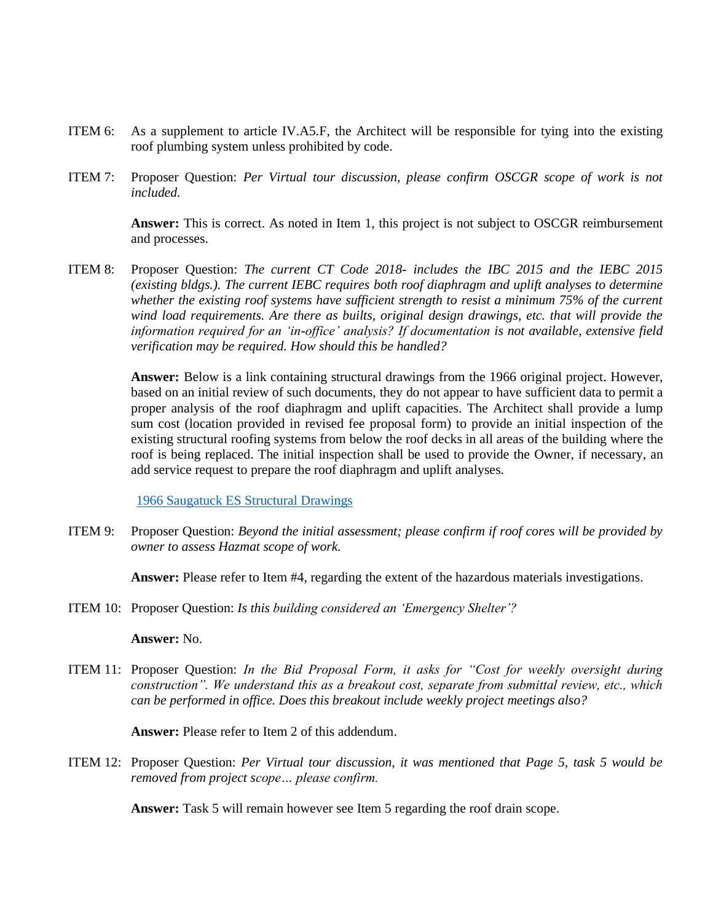ITEM 6: As a supplement to article IV.A5.F, the Architect will be responsible for tying into the existing roof plumbing system unless prohibited by code.

ITEM 7: Proposer Question: *Per Virtual tour discussion, please confirm OSCGR scope of work is not included.*

**Answer:** This is correct. As noted in Item 1, this project is not subject to OSCGR reimbursement and processes.

ITEM 8: Proposer Question: *The current CT Code 2018- includes the IBC 2015 and the IEBC 2015 (existing bldgs.). The current IEBC requires both roof diaphragm and uplift analyses to determine whether the existing roof systems have sufficient strength to resist a minimum 75% of the current wind load requirements. Are there as builts, original design drawings, etc. that will provide the information required for an 'in-office' analysis? If documentation is not available, extensive field verification may be required. How should this be handled?*

**Answer:** Below is a link containing structural drawings from the 1966 original project. However, based on an initial review of such documents, they do not appear to have sufficient data to permit a proper analysis of the roof diaphragm and uplift capacities. The Architect shall provide a lump sum cost (location provided in revised fee proposal form) to provide an initial inspection of the existing structural roofing systems from below the roof decks in all areas of the building where the roof is being replaced. The initial inspection shall be used to provide the Owner, if necessary, an add service request to prepare the roof diaphragm and uplift analyses.

1966 Saugatuck ES Structural Drawings

ITEM 9: Proposer Question: *Beyond the initial assessment; please confirm if roof cores will be provided by owner to assess Hazmat scope of work.*

**Answer:** Please refer to Item #4, regarding the extent of the hazardous materials investigations.

ITEM 10: Proposer Question: *Is this building considered an 'Emergency Shelter'?*

**Answer:** No.

ITEM 11: Proposer Question: *In the Bid Proposal Form, it asks for "Cost for weekly oversight during construction". We understand this as a breakout cost, separate from submittal review, etc., which can be performed in office. Does this breakout include weekly project meetings also?*

**Answer:** Please refer to Item 2 of this addendum.

ITEM 12: Proposer Question: *Per Virtual tour discussion, it was mentioned that Page 5, task 5 would be removed from project scope… please confirm.*

**Answer:** Task 5 will remain however see Item 5 regarding the roof drain scope.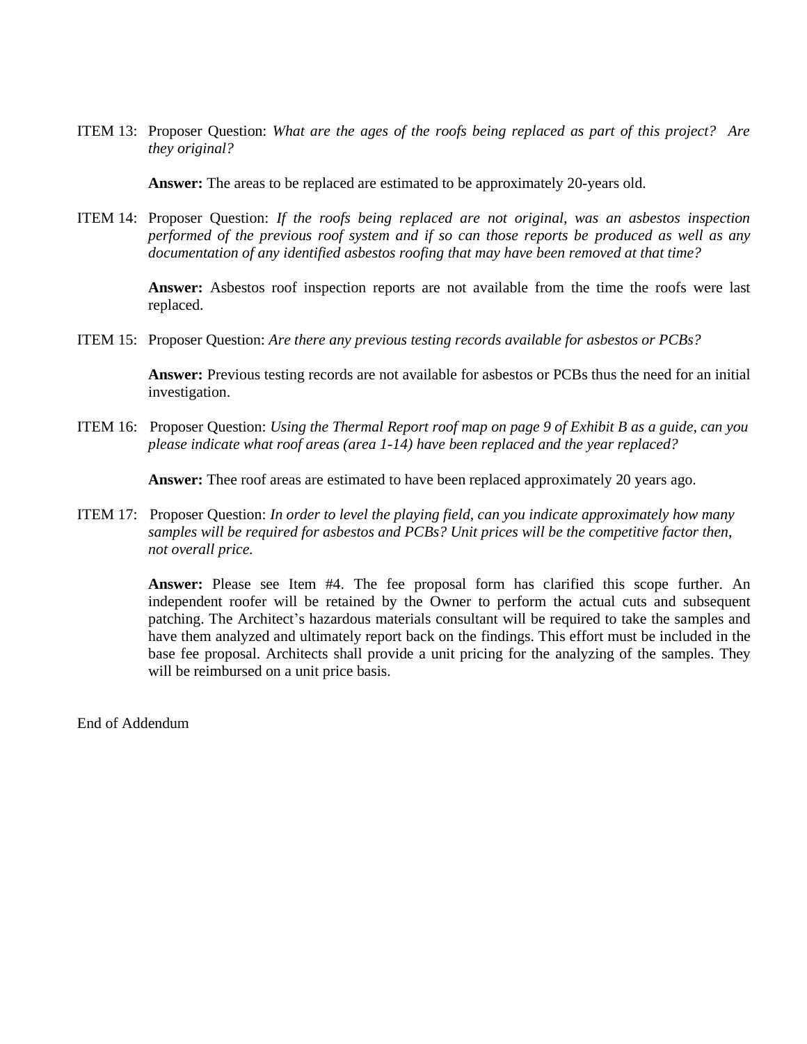ITEM 13: Proposer Question: *What are the ages of the roofs being replaced as part of this project? Are they original?*

**Answer:** The areas to be replaced are estimated to be approximately 20-years old.

ITEM 14: Proposer Question: *If the roofs being replaced are not original, was an asbestos inspection performed of the previous roof system and if so can those reports be produced as well as any documentation of any identified asbestos roofing that may have been removed at that time?*

**Answer:** Asbestos roof inspection reports are not available from the time the roofs were last replaced.

ITEM 15: Proposer Question: *Are there any previous testing records available for asbestos or PCBs?*

**Answer:** Previous testing records are not available for asbestos or PCBs thus the need for an initial investigation.

ITEM 16: Proposer Question: *Using the Thermal Report roof map on page 9 of Exhibit B as a guide, can you please indicate what roof areas (area 1-14) have been replaced and the year replaced?*

**Answer:** Thee roof areas are estimated to have been replaced approximately 20 years ago.

ITEM 17: Proposer Question: *In order to level the playing field, can you indicate approximately how many samples will be required for asbestos and PCBs? Unit prices will be the competitive factor then, not overall price.*

**Answer:** Please see Item #4. The fee proposal form has clarified this scope further. An independent roofer will be retained by the Owner to perform the actual cuts and subsequent patching. The Architect's hazardous materials consultant will be required to take the samples and have them analyzed and ultimately report back on the findings. This effort must be included in the base fee proposal. Architects shall provide a unit pricing for the analyzing of the samples. They will be reimbursed on a unit price basis.

End of Addendum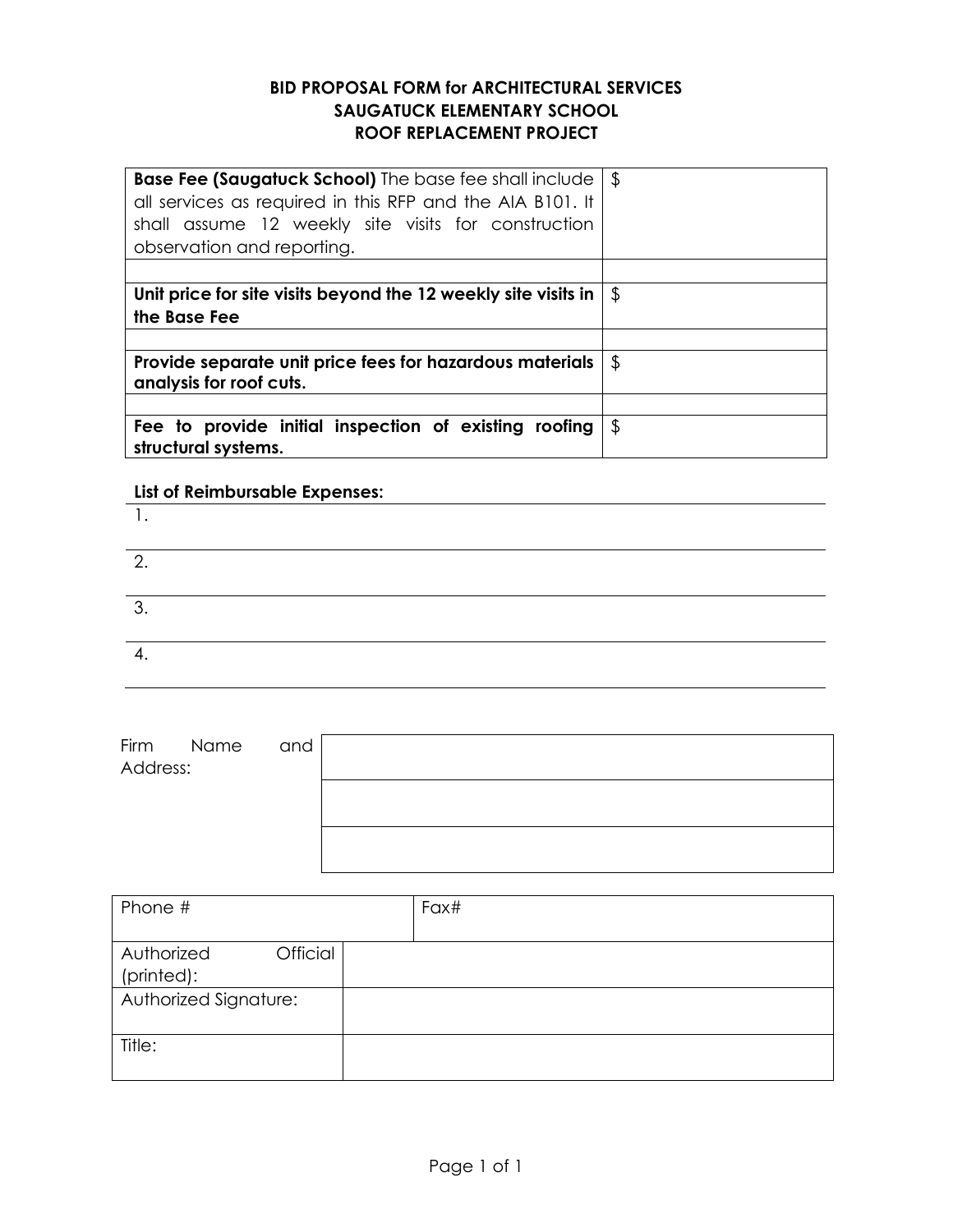# BID PROPOSAL FORM for ARCHITECTURAL SERVICES
## SAUGATUCK ELEMENTARY SCHOOL
## ROOF REPLACEMENT PROJECT

| | |
|---|---|
| **Base Fee (Saugatuck School)** The base fee shall include all services as required in this RFP and the AIA B101. It shall assume 12 weekly site visits for construction observation and reporting. | $ |
| | |
| **Unit price for site visits beyond the 12 weekly site visits in the Base Fee** | $ |
| | |
| **Provide separate unit price fees for hazardous materials analysis for roof cuts.** | $ |
| | |
| **Fee to provide initial inspection of existing roofing structural systems.** | $ |

**List of Reimbursable Expenses:**

1.

2.

3.

4.

| | |
|---|---|
| Firm Name and Address: | |
| | |
| | |

| | | |
|---|---|---|
| Phone # | | Fax# |
| Authorized Official (printed): | | |
| Authorized Signature: | | |
| Title: | | |